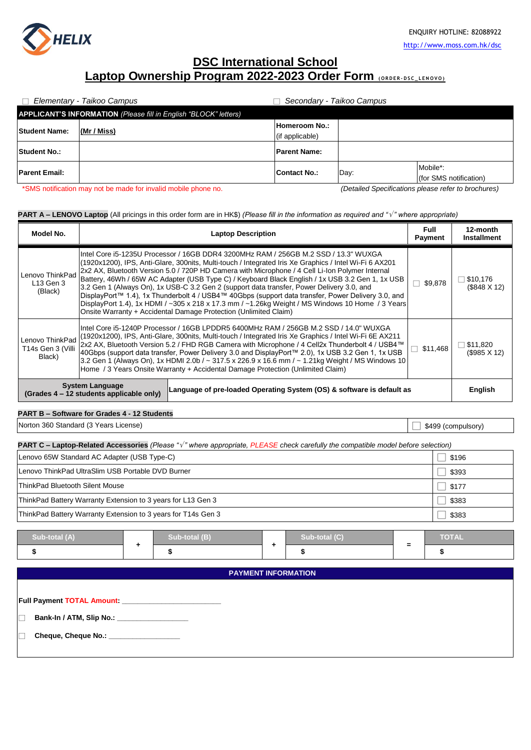HELIX

ENQUIRY HOTLINE: 82088922
http://www.moss.com.hk/dsc

# DSC International School
# Laptop Ownership Program 2022-2023 Order Form (ORDER-DSC_LENOVO)

☐ *Elementary - Taikoo Campus* ☐ *Secondary - Taikoo Campus*

| **APPLICANT'S INFORMATION** *(Please fill in English "BLOCK" letters)* | | | | |
|---|---|---|---|---|
| **Student Name:** | **(Mr / Miss)** | **Homeroom No.:** (if applicable) | | |
| **Student No.:** | | **Parent Name:** | | |
| **Parent Email:** | | **Contact No.:** | Day: | Mobile*: (for SMS notification) |

*SMS notification may not be made for invalid mobile phone no.

*(Detailed Specifications please refer to brochures)*

**PART A – LENOVO Laptop** (All pricings in this order form are in HK$) *(Please fill in the information as required and "√" where appropriate)*

| Model No. | Laptop Description | Full Payment | 12-month Installment |
|---|---|---|---|
| Lenovo ThinkPad L13 Gen 3 (Black) | Intel Core i5-1235U Processor / 16GB DDR4 3200MHz RAM / 256GB M.2 SSD / 13.3" WUXGA (1920x1200), IPS, Anti-Glare, 300nits, Multi-touch / Integrated Iris Xe Graphics / Intel Wi-Fi 6 AX201 2x2 AX, Bluetooth Version 5.0 / 720P HD Camera with Microphone / 4 Cell Li-Ion Polymer Internal Battery, 46Wh / 65W AC Adapter (USB Type C) / Keyboard Black English / 1x USB 3.2 Gen 1, 1x USB 3.2 Gen 1 (Always On), 1x USB-C 3.2 Gen 2 (support data transfer, Power Delivery 3.0, and DisplayPort™ 1.4), 1x Thunderbolt 4 / USB4™ 40Gbps (support data transfer, Power Delivery 3.0, and DisplayPort 1.4), 1x HDMI / ~305 x 218 x 17.3 mm / ~1.26kg Weight / MS Windows 10 Home / 3 Years Onsite Warranty + Accidental Damage Protection (Unlimited Claim) | ☐ $9,878 | ☐ $10,176 ($848 X 12) |
| Lenovo ThinkPad T14s Gen 3 (Villi Black) | Intel Core i5-1240P Processor / 16GB LPDDR5 6400MHz RAM / 256GB M.2 SSD / 14.0" WUXGA (1920x1200), IPS, Anti-Glare, 300nits, Multi-touch / Integrated Iris Xe Graphics / Intel Wi-Fi 6E AX211 2x2 AX, Bluetooth Version 5.2 / FHD RGB Camera with Microphone / 4 Cell2x Thunderbolt 4 / USB4™ 40Gbps (support data transfer, Power Delivery 3.0 and DisplayPort™ 2.0), 1x USB 3.2 Gen 1, 1x USB 3.2 Gen 1 (Always On), 1x HDMI 2.0b / ~ 317.5 x 226.9 x 16.6 mm / ~ 1.21kg Weight / MS Windows 10 Home / 3 Years Onsite Warranty + Accidental Damage Protection (Unlimited Claim) | ☐ $11,468 | ☐ $11,820 ($985 X 12) |
| **System Language (Grades 4 – 12 students applicable only)** | **Language of pre-loaded Operating System (OS) & software is default as** | | **English** |

**PART B – Software for Grades 4 - 12 Students**

| | |
|---|---|
| Norton 360 Standard (3 Years License) | ☐ $499 (compulsory) |

**PART C – Laptop-Related Accessories** *(Please "√" where appropriate, PLEASE check carefully the compatible model before selection)*

| | |
|---|---|
| Lenovo 65W Standard AC Adapter (USB Type-C) | ☐ $196 |
| Lenovo ThinkPad UltraSlim USB Portable DVD Burner | ☐ $393 |
| ThinkPad Bluetooth Silent Mouse | ☐ $177 |
| ThinkPad Battery Warranty Extension to 3 years for L13 Gen 3 | ☐ $383 |
| ThinkPad Battery Warranty Extension to 3 years for T14s Gen 3 | ☐ $383 |

| Sub-total (A) | + | Sub-total (B) | + | Sub-total (C) | = | TOTAL |
|---|---|---|---|---|---|---|
| $ | | $ | | $ | | $ |

**PAYMENT INFORMATION**

**Full Payment TOTAL Amount:** ______________________

☐ **Bank-In / ATM, Slip No.:** ________________

☐ **Cheque, Cheque No.:** ________________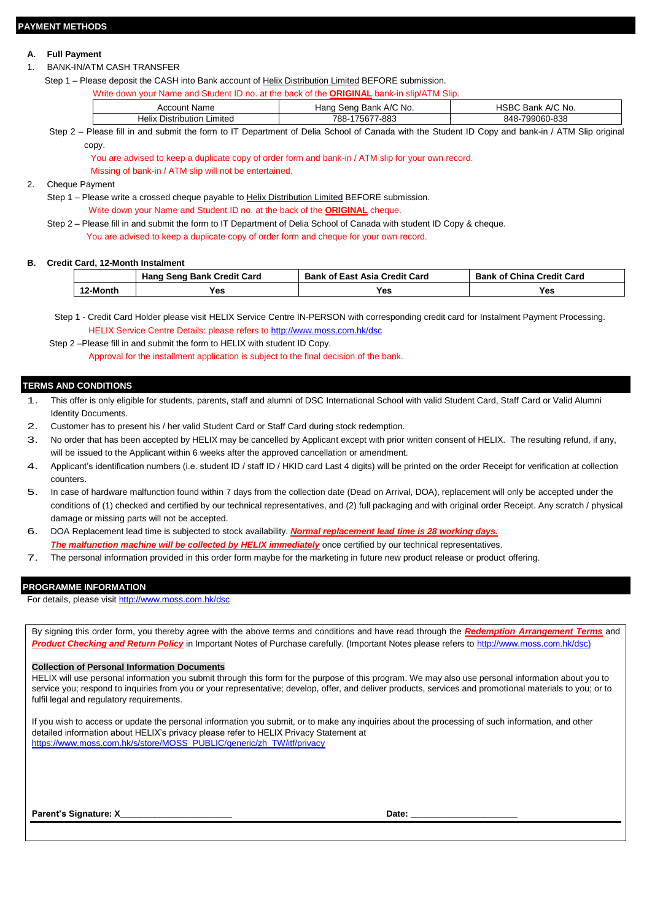## PAYMENT METHODS

**A. Full Payment**

1. BANK-IN/ATM CASH TRANSFER

Step 1 – Please deposit the CASH into Bank account of Helix Distribution Limited BEFORE submission.

Write down your Name and Student ID no. at the back of the **ORIGINAL** bank-in slip/ATM Slip.

| Account Name | Hang Seng Bank A/C No. | HSBC Bank A/C No. |
|---|---|---|
| Helix Distribution Limited | 788-175677-883 | 848-799060-838 |

Step 2 – Please fill in and submit the form to IT Department of Delia School of Canada with the Student ID Copy and bank-in / ATM Slip original copy.

You are advised to keep a duplicate copy of order form and bank-in / ATM slip for your own record.

Missing of bank-in / ATM slip will not be entertained.

2. Cheque Payment

Step 1 – Please write a crossed cheque payable to Helix Distribution Limited BEFORE submission.

Write down your Name and Student ID no. at the back of the **ORIGINAL** cheque.

Step 2 – Please fill in and submit the form to IT Department of Delia School of Canada with student ID Copy & cheque.

You are advised to keep a duplicate copy of order form and cheque for your own record.

**B. Credit Card, 12-Month Instalment**

| | Hang Seng Bank Credit Card | Bank of East Asia Credit Card | Bank of China Credit Card |
|---|---|---|---|
| 12-Month | Yes | Yes | Yes |

Step 1 - Credit Card Holder please visit HELIX Service Centre IN-PERSON with corresponding credit card for Instalment Payment Processing.

HELIX Service Centre Details: please refers to http://www.moss.com.hk/dsc

Step 2 –Please fill in and submit the form to HELIX with student ID Copy.

Approval for the installment application is subject to the final decision of the bank.

## TERMS AND CONDITIONS

1. This offer is only eligible for students, parents, staff and alumni of DSC International School with valid Student Card, Staff Card or Valid Alumni Identity Documents.
2. Customer has to present his / her valid Student Card or Staff Card during stock redemption.
3. No order that has been accepted by HELIX may be cancelled by Applicant except with prior written consent of HELIX. The resulting refund, if any, will be issued to the Applicant within 6 weeks after the approved cancellation or amendment.
4. Applicant's identification numbers (i.e. student ID / staff ID / HKID card Last 4 digits) will be printed on the order Receipt for verification at collection counters.
5. In case of hardware malfunction found within 7 days from the collection date (Dead on Arrival, DOA), replacement will only be accepted under the conditions of (1) checked and certified by our technical representatives, and (2) full packaging and with original order Receipt. Any scratch / physical damage or missing parts will not be accepted.
6. DOA Replacement lead time is subjected to stock availability. ***Normal replacement lead time is 28 working days.*** ***The malfunction machine will be collected by HELIX immediately*** once certified by our technical representatives.
7. The personal information provided in this order form maybe for the marketing in future new product release or product offering.

## PROGRAMME INFORMATION

For details, please visit http://www.moss.com.hk/dsc

By signing this order form, you thereby agree with the above terms and conditions and have read through the ***Redemption Arrangement Terms*** and ***Product Checking and Return Policy*** in Important Notes of Purchase carefully. (Important Notes please refers to http://www.moss.com.hk/dsc)

**Collection of Personal Information Documents**

HELIX will use personal information you submit through this form for the purpose of this program. We may also use personal information about you to service you; respond to inquiries from you or your representative; develop, offer, and deliver products, services and promotional materials to you; or to fulfil legal and regulatory requirements.

If you wish to access or update the personal information you submit, or to make any inquiries about the processing of such information, and other detailed information about HELIX's privacy please refer to HELIX Privacy Statement at https://www.moss.com.hk/s/store/MOSS_PUBLIC/generic/zh_TW/itf/privacy

**Parent's Signature: X**\_\_\_\_\_\_\_\_\_\_\_\_\_\_\_\_\_\_\_\_ **Date:** \_\_\_\_\_\_\_\_\_\_\_\_\_\_\_\_\_\_\_\_